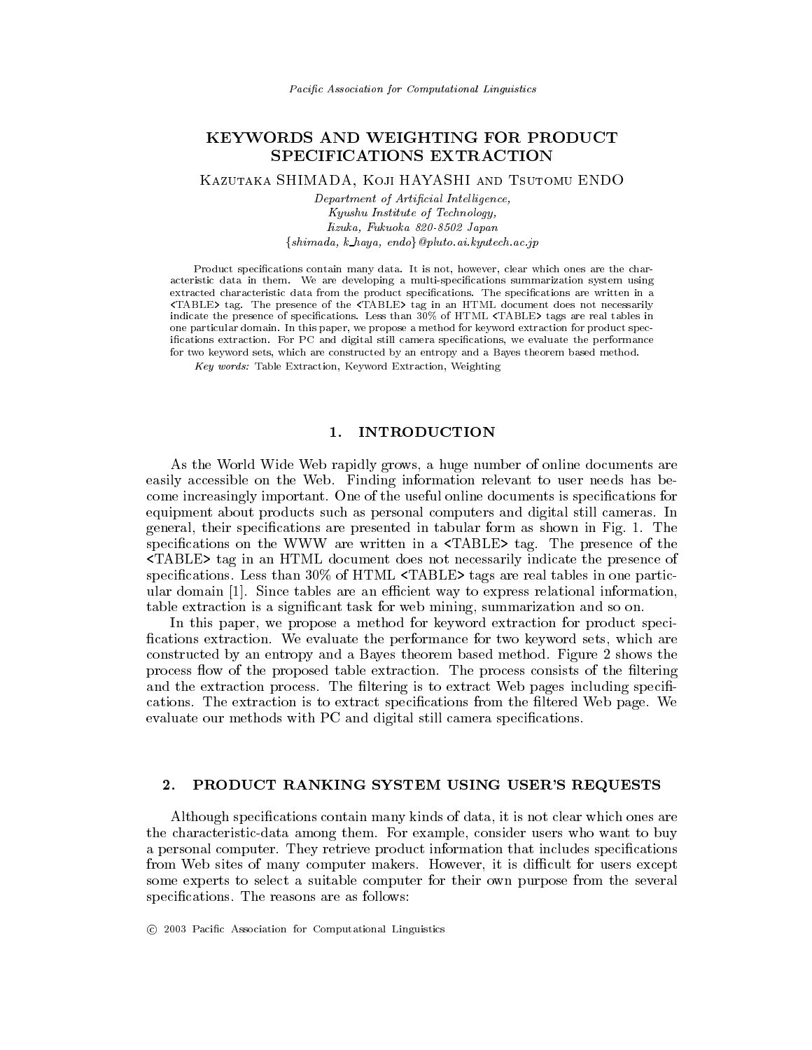# KEYWORDS AND WEIGHTING FOR PRODUCT SPECIFICATIONS EXTRACTION

Kazutaka SHIMADA, Koji HAYASHI and Tsutomu ENDO

*Department of Artificial Intelligence,*
*Kyushu Institute of Technology,*
*Iizuka, Fukuoka 820-8502 Japan*
*{shimada, k_haya, endo}@pluto.ai.kyutech.ac.jp*

Product specifications contain many data. It is not, however, clear which ones are the characteristic data in them. We are developing a multi-specifications summarization system using extracted characteristic data from the product specifications. The specifications are written in a <TABLE> tag. The presence of the <TABLE> tag in an HTML document does not necessarily indicate the presence of specifications. Less than 30% of HTML <TABLE> tags are real tables in one particular domain. In this paper, we propose a method for keyword extraction for product specifications extraction. For PC and digital still camera specifications, we evaluate the performance for two keyword sets, which are constructed by an entropy and a Bayes theorem based method.

*Key words:* Table Extraction, Keyword Extraction, Weighting

## 1. INTRODUCTION

As the World Wide Web rapidly grows, a huge number of online documents are easily accessible on the Web. Finding information relevant to user needs has become increasingly important. One of the useful online documents is specifications for equipment about products such as personal computers and digital still cameras. In general, their specifications are presented in tabular form as shown in Fig. 1. The specifications on the WWW are written in a <TABLE> tag. The presence of the <TABLE> tag in an HTML document does not necessarily indicate the presence of specifications. Less than 30% of HTML <TABLE> tags are real tables in one particular domain [1]. Since tables are an efficient way to express relational information, table extraction is a significant task for web mining, summarization and so on.

In this paper, we propose a method for keyword extraction for product specifications extraction. We evaluate the performance for two keyword sets, which are constructed by an entropy and a Bayes theorem based method. Figure 2 shows the process flow of the proposed table extraction. The process consists of the filtering and the extraction process. The filtering is to extract Web pages including specifications. The extraction is to extract specifications from the filtered Web page. We evaluate our methods with PC and digital still camera specifications.

## 2. PRODUCT RANKING SYSTEM USING USER'S REQUESTS

Although specifications contain many kinds of data, it is not clear which ones are the characteristic-data among them. For example, consider users who want to buy a personal computer. They retrieve product information that includes specifications from Web sites of many computer makers. However, it is difficult for users except some experts to select a suitable computer for their own purpose from the several specifications. The reasons are as follows:

© 2003 Pacific Association for Computational Linguistics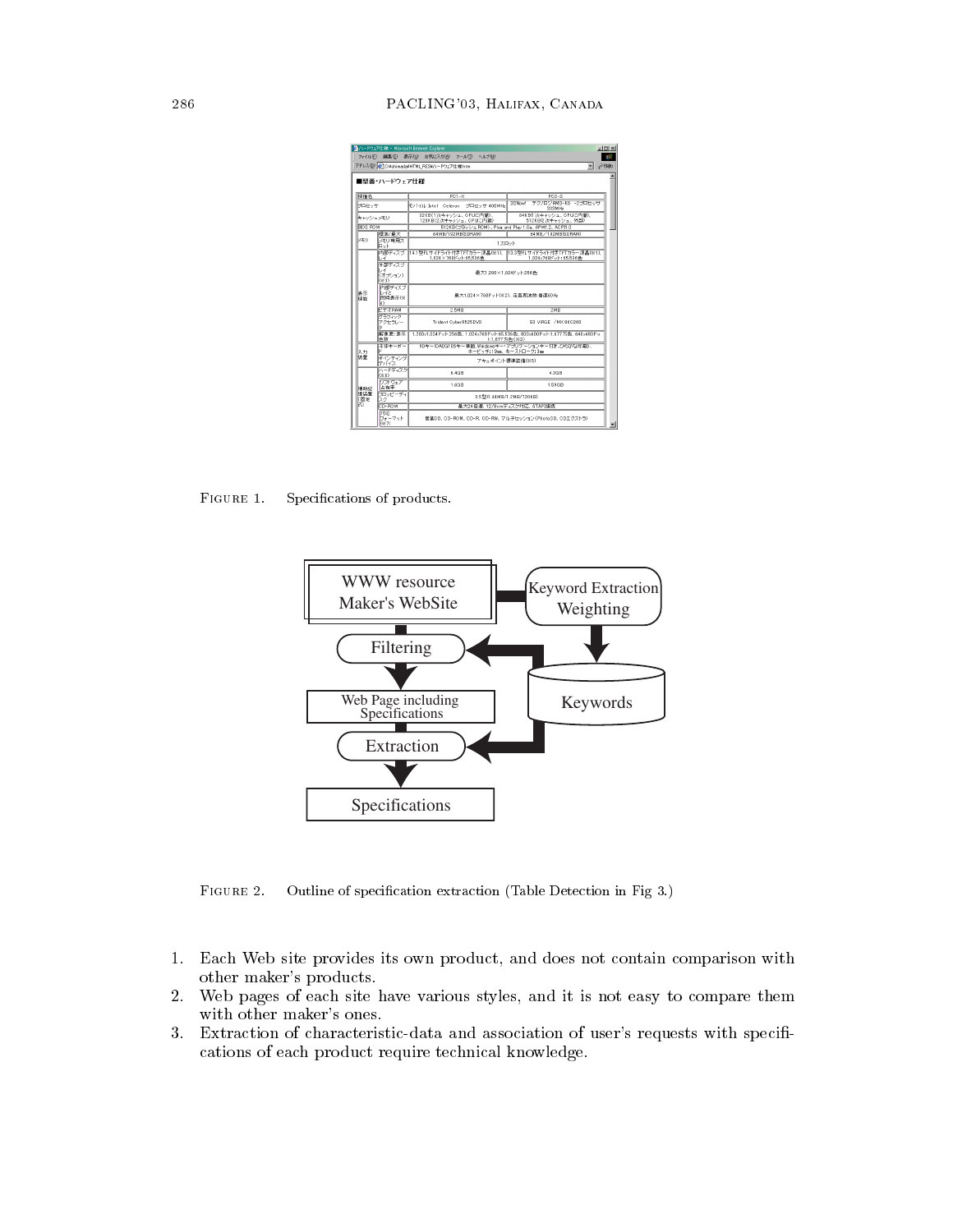FIGURE 1. Specifications of products.

FIGURE 2. Outline of specification extraction (Table Detection in Fig 3.)

1. Each Web site provides its own product, and does not contain comparison with other maker's products.
2. Web pages of each site have various styles, and it is not easy to compare them with other maker's ones.
3. Extraction of characteristic-data and association of user's requests with specifications of each product require technical knowledge.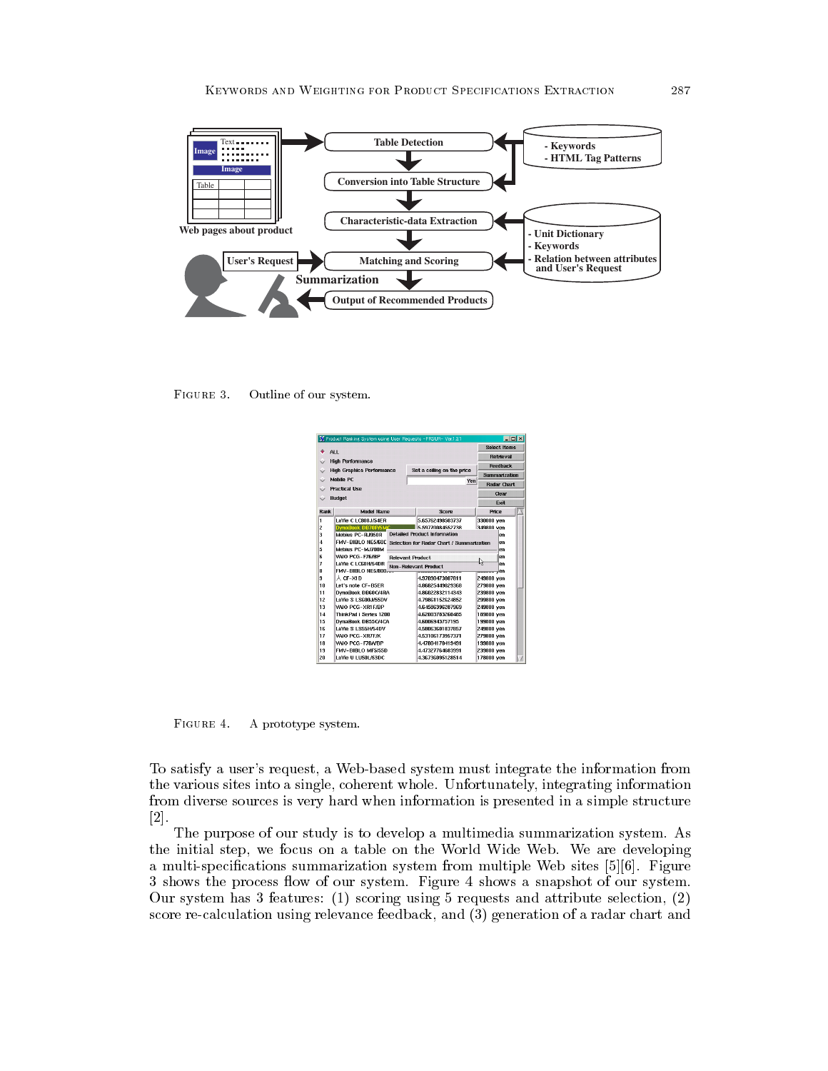FIGURE 3. Outline of our system.

FIGURE 4. A prototype system.

To satisfy a user's request, a Web-based system must integrate the information from the various sites into a single, coherent whole. Unfortunately, integrating information from diverse sources is very hard when information is presented in a simple structure [2].

The purpose of our study is to develop a multimedia summarization system. As the initial step, we focus on a table on the World Wide Web. We are developing a multi-specifications summarization system from multiple Web sites [5][6]. Figure 3 shows the process flow of our system. Figure 4 shows a snapshot of our system. Our system has 3 features: (1) scoring using 5 requests and attribute selection, (2) score re-calculation using relevance feedback, and (3) generation of a radar chart and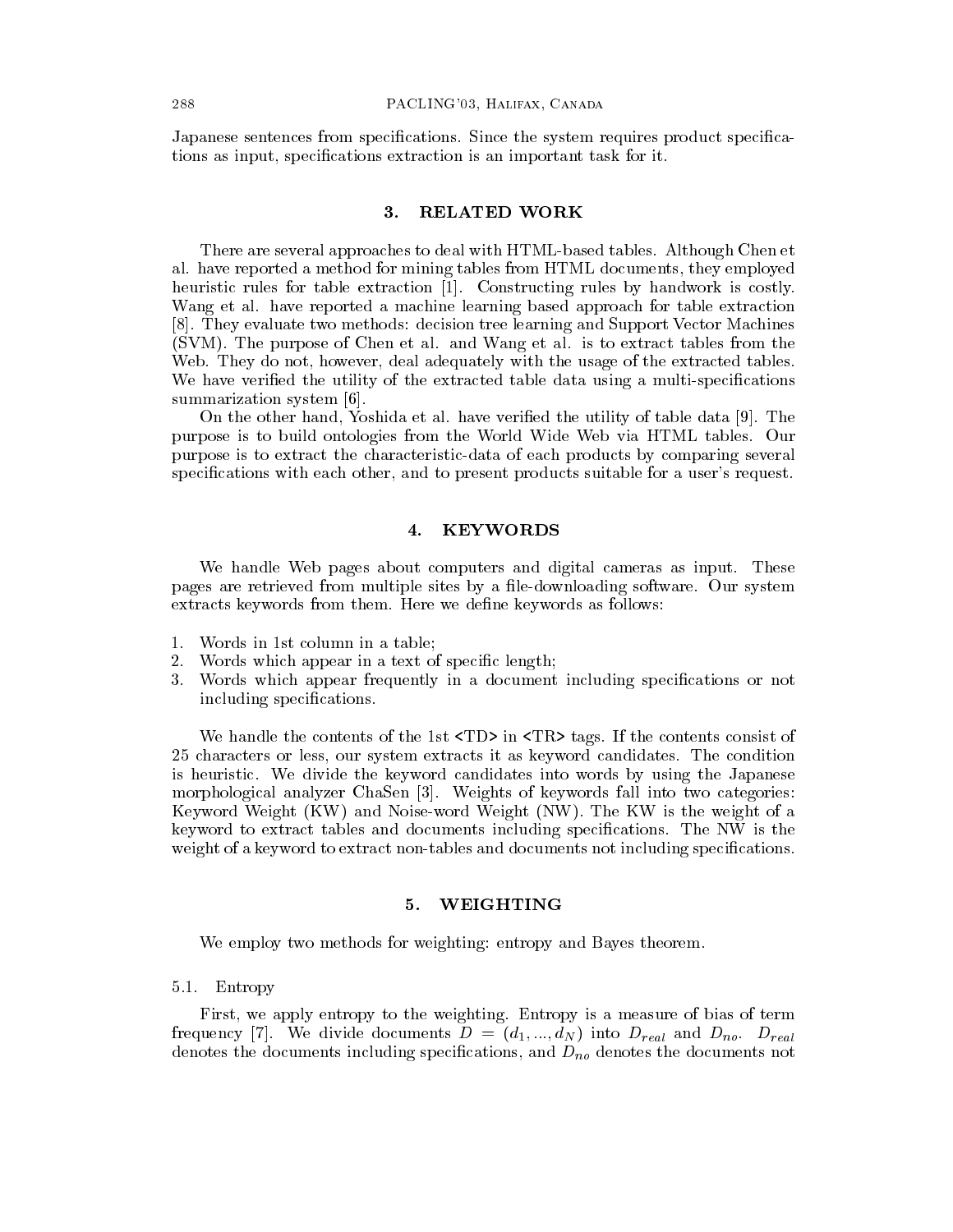Japanese sentences from specifications. Since the system requires product specifications as input, specifications extraction is an important task for it.

## 3. RELATED WORK

There are several approaches to deal with HTML-based tables. Although Chen et al. have reported a method for mining tables from HTML documents, they employed heuristic rules for table extraction [1]. Constructing rules by handwork is costly. Wang et al. have reported a machine learning based approach for table extraction [8]. They evaluate two methods: decision tree learning and Support Vector Machines (SVM). The purpose of Chen et al. and Wang et al. is to extract tables from the Web. They do not, however, deal adequately with the usage of the extracted tables. We have verified the utility of the extracted table data using a multi-specifications summarization system [6].

On the other hand, Yoshida et al. have verified the utility of table data [9]. The purpose is to build ontologies from the World Wide Web via HTML tables. Our purpose is to extract the characteristic-data of each products by comparing several specifications with each other, and to present products suitable for a user's request.

## 4. KEYWORDS

We handle Web pages about computers and digital cameras as input. These pages are retrieved from multiple sites by a file-downloading software. Our system extracts keywords from them. Here we define keywords as follows:

1. Words in 1st column in a table;
2. Words which appear in a text of specific length;
3. Words which appear frequently in a document including specifications or not including specifications.

We handle the contents of the 1st <TD> in <TR> tags. If the contents consist of 25 characters or less, our system extracts it as keyword candidates. The condition is heuristic. We divide the keyword candidates into words by using the Japanese morphological analyzer ChaSen [3]. Weights of keywords fall into two categories: Keyword Weight (KW) and Noise-word Weight (NW). The KW is the weight of a keyword to extract tables and documents including specifications. The NW is the weight of a keyword to extract non-tables and documents not including specifications.

## 5. WEIGHTING

We employ two methods for weighting: entropy and Bayes theorem.

### 5.1. Entropy

First, we apply entropy to the weighting. Entropy is a measure of bias of term frequency [7]. We divide documents $D = (d_1, ..., d_N)$ into $D_{real}$ and $D_{no}$. $D_{real}$ denotes the documents including specifications, and $D_{no}$ denotes the documents not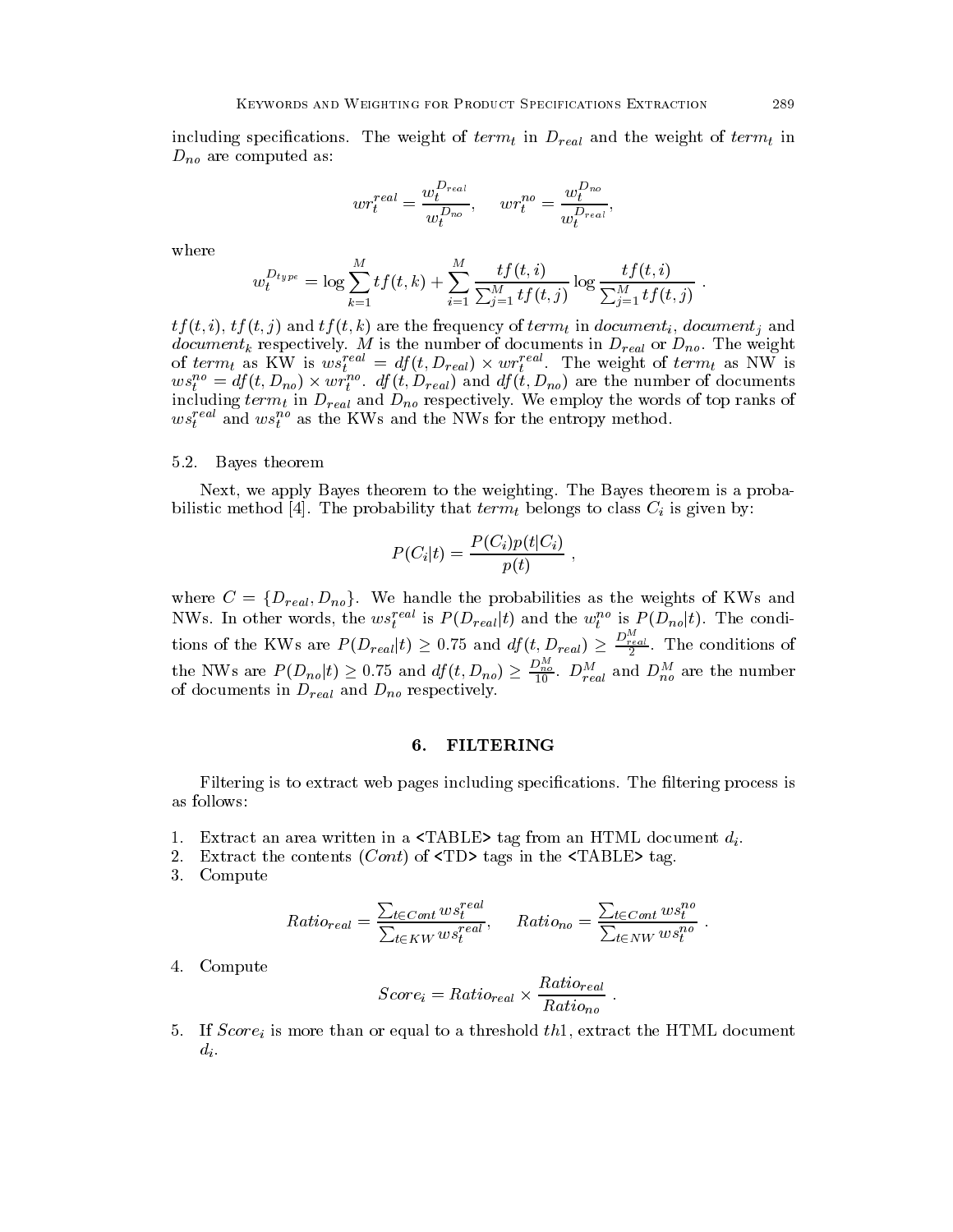including specifications. The weight of $term_t$ in $D_{real}$ and the weight of $term_t$ in $D_{no}$ are computed as:

$$wr_t^{real} = \frac{w_t^{D_{real}}}{w_t^{D_{no}}}, \quad wr_t^{no} = \frac{w_t^{D_{no}}}{w_t^{D_{real}}},$$

where

$$w_t^{D_{type}} = \log \sum_{k=1}^{M} tf(t,k) + \sum_{i=1}^{M} \frac{tf(t,i)}{\sum_{j=1}^{M} tf(t,j)} \log \frac{tf(t,i)}{\sum_{j=1}^{M} tf(t,j)} .$$

$tf(t,i)$, $tf(t,j)$ and $tf(t,k)$ are the frequency of $term_t$ in $document_i$, $document_j$ and $document_k$ respectively. $M$ is the number of documents in $D_{real}$ or $D_{no}$. The weight of $term_t$ as KW is $ws_t^{real} = df(t, D_{real}) \times wr_t^{real}$. The weight of $term_t$ as NW is $ws_t^{no} = df(t, D_{no}) \times wr_t^{no}$. $df(t, D_{real})$ and $df(t, D_{no})$ are the number of documents including $term_t$ in $D_{real}$ and $D_{no}$ respectively. We employ the words of top ranks of $ws_t^{real}$ and $ws_t^{no}$ as the KWs and the NWs for the entropy method.

### 5.2. Bayes theorem

Next, we apply Bayes theorem to the weighting. The Bayes theorem is a probabilistic method [4]. The probability that $term_t$ belongs to class $C_i$ is given by:

$$P(C_i|t) = \frac{P(C_i)p(t|C_i)}{p(t)} ,$$

where $C = \{D_{real}, D_{no}\}$. We handle the probabilities as the weights of KWs and NWs. In other words, the $ws_t^{real}$ is $P(D_{real}|t)$ and the $w_t^{no}$ is $P(D_{no}|t)$. The conditions of the KWs are $P(D_{real}|t) \geq 0.75$ and $df(t, D_{real}) \geq \frac{D_{real}^M}{2}$. The conditions of the NWs are $P(D_{no}|t) \geq 0.75$ and $df(t, D_{no}) \geq \frac{D_{no}^M}{10}$. $D_{real}^M$ and $D_{no}^M$ are the number of documents in $D_{real}$ and $D_{no}$ respectively.

## 6. FILTERING

Filtering is to extract web pages including specifications. The filtering process is as follows:

1. Extract an area written in a <TABLE> tag from an HTML document $d_i$.
2. Extract the contents ($Cont$) of <TD> tags in the <TABLE> tag.
3. Compute

$$Ratio_{real} = \frac{\sum_{t \in Cont} ws_t^{real}}{\sum_{t \in KW} ws_t^{real}}, \quad Ratio_{no} = \frac{\sum_{t \in Cont} ws_t^{no}}{\sum_{t \in NW} ws_t^{no}} .$$

4. Compute

$$Score_i = Ratio_{real} \times \frac{Ratio_{real}}{Ratio_{no}} .$$

5. If $Score_i$ is more than or equal to a threshold $th1$, extract the HTML document $d_i$.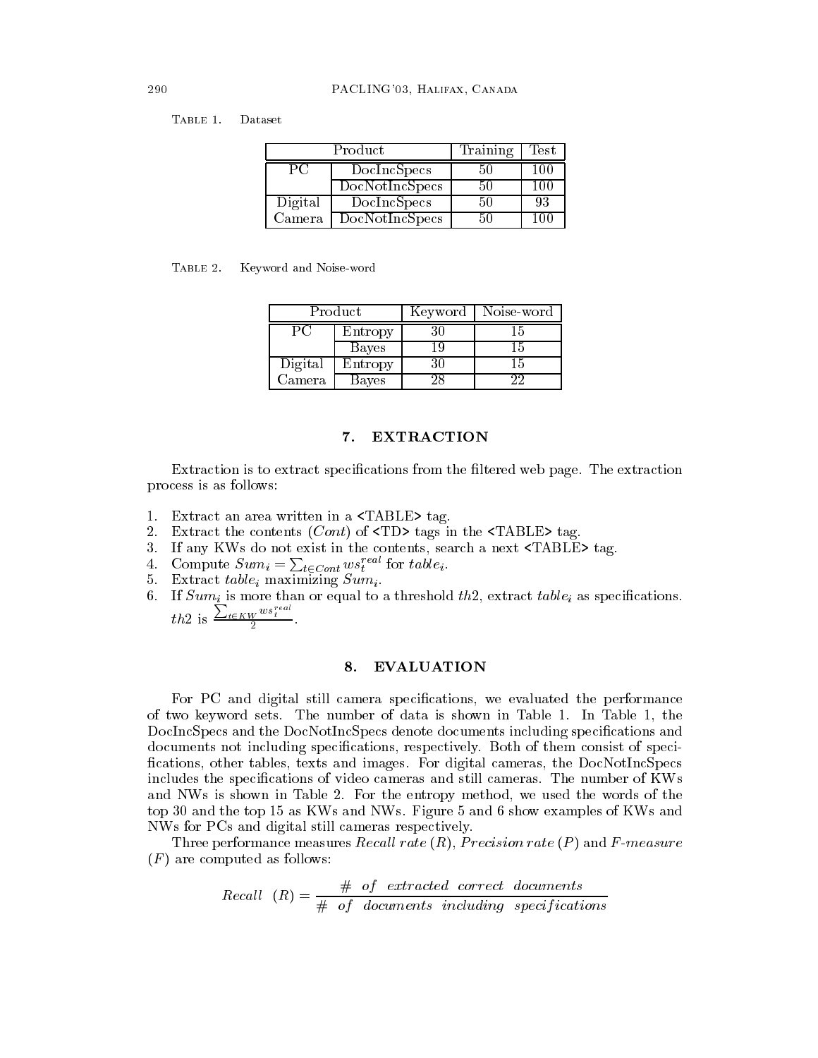Table 1. Dataset

| Product | | Training | Test |
|---|---|---|---|
| PC | DocIncSpecs | 50 | 100 |
| | DocNotIncSpecs | 50 | 100 |
| Digital Camera | DocIncSpecs | 50 | 93 |
| | DocNotIncSpecs | 50 | 100 |

Table 2. Keyword and Noise-word

| Product | | Keyword | Noise-word |
|---|---|---|---|
| PC | Entropy | 30 | 15 |
| | Bayes | 19 | 15 |
| Digital Camera | Entropy | 30 | 15 |
| | Bayes | 28 | 22 |

## 7. EXTRACTION

Extraction is to extract specifications from the filtered web page. The extraction process is as follows:

1. Extract an area written in a <TABLE> tag.
2. Extract the contents (*Cont*) of <TD> tags in the <TABLE> tag.
3. If any KWs do not exist in the contents, search a next <TABLE> tag.
4. Compute $Sum_i = \sum_{t \in Cont} ws_t^{real}$ for $table_i$.
5. Extract $table_i$ maximizing $Sum_i$.
6. If $Sum_i$ is more than or equal to a threshold $th2$, extract $table_i$ as specifications. $th2$ is $\frac{\sum_{t \in KW} ws_t^{real}}{2}$.

## 8. EVALUATION

For PC and digital still camera specifications, we evaluated the performance of two keyword sets. The number of data is shown in Table 1. In Table 1, the DocIncSpecs and the DocNotIncSpecs denote documents including specifications and documents not including specifications, respectively. Both of them consist of specifications, other tables, texts and images. For digital cameras, the DocNotIncSpecs includes the specifications of video cameras and still cameras. The number of KWs and NWs is shown in Table 2. For the entropy method, we used the words of the top 30 and the top 15 as KWs and NWs. Figure 5 and 6 show examples of KWs and NWs for PCs and digital still cameras respectively.

Three performance measures *Recall rate* ($R$), *Precision rate* ($P$) and *F-measure* ($F$) are computed as follows:

$$Recall \;\; (R) = \frac{\# \;\; of \;\; extracted \;\; correct \;\; documents}{\# \;\; of \;\; documents \;\; including \;\; specifications}$$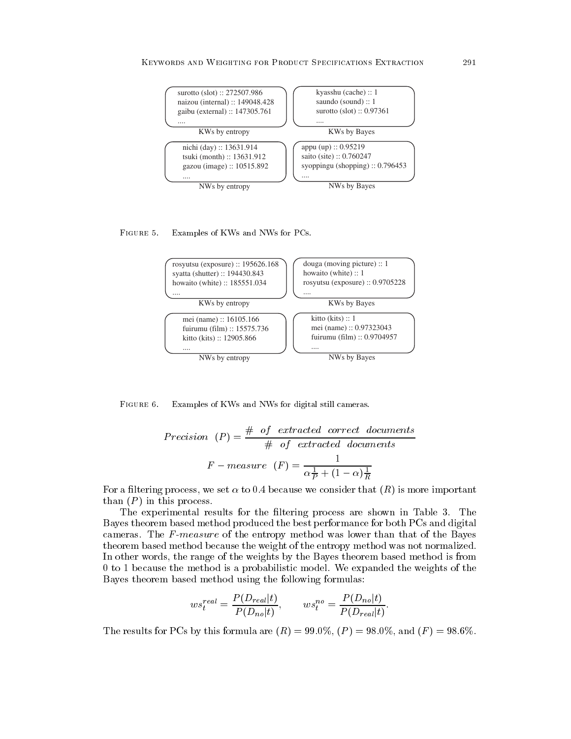| KWs by entropy | KWs by Bayes |
| --- | --- |
| surotto (slot) :: 272507.986 | kyasshu (cache) :: 1 |
| naizou (internal) :: 149048.428 | saundo (sound) :: 1 |
| gaibu (external) :: 147305.761 | surotto (slot) :: 0.97361 |
| .... | .... |

| NWs by entropy | NWs by Bayes |
| --- | --- |
| nichi (day) :: 13631.914 | appu (up) :: 0.95219 |
| tsuki (month) :: 13631.912 | saito (site) :: 0.760247 |
| gazou (image) :: 10515.892 | syoppingu (shopping) :: 0.796453 |
| .... | .... |

FIGURE 5. Examples of KWs and NWs for PCs.

| KWs by entropy | KWs by Bayes |
| --- | --- |
| rosyutsu (exposure) :: 195626.168 | douga (moving picture) :: 1 |
| syatta (shutter) :: 194430.843 | howaito (white) :: 1 |
| howaito (white) :: 185551.034 | rosyutsu (exposure) :: 0.9705228 |
| .... | .... |

| NWs by entropy | NWs by Bayes |
| --- | --- |
| mei (name) :: 16105.166 | kitto (kits) :: 1 |
| fuirumu (film) :: 15575.736 | mei (name) :: 0.97323043 |
| kitto (kits) :: 12905.866 | fuirumu (film) :: 0.9704957 |
| .... | .... |

FIGURE 6. Examples of KWs and NWs for digital still cameras.

$$Precision \quad (P) = \frac{\# \quad of \quad extracted \quad correct \quad documents}{\# \quad of \quad extracted \quad documents}$$

$$F - measure \quad (F) = \frac{1}{\alpha\frac{1}{P} + (1-\alpha)\frac{1}{R}}$$

For a filtering process, we set $\alpha$ to 0.4 because we consider that $(R)$ is more important than $(P)$ in this process.

The experimental results for the filtering process are shown in Table 3. The Bayes theorem based method produced the best performance for both PCs and digital cameras. The *F-measure* of the entropy method was lower than that of the Bayes theorem based method because the weight of the entropy method was not normalized. In other words, the range of the weights by the Bayes theorem based method is from 0 to 1 because the method is a probabilistic model. We expanded the weights of the Bayes theorem based method using the following formulas:

$$ws_t^{real} = \frac{P(D_{real}|t)}{P(D_{no}|t)}, \qquad ws_t^{no} = \frac{P(D_{no}|t)}{P(D_{real}|t)}.$$

The results for PCs by this formula are $(R) = 99.0\%$, $(P) = 98.0\%$, and $(F) = 98.6\%$.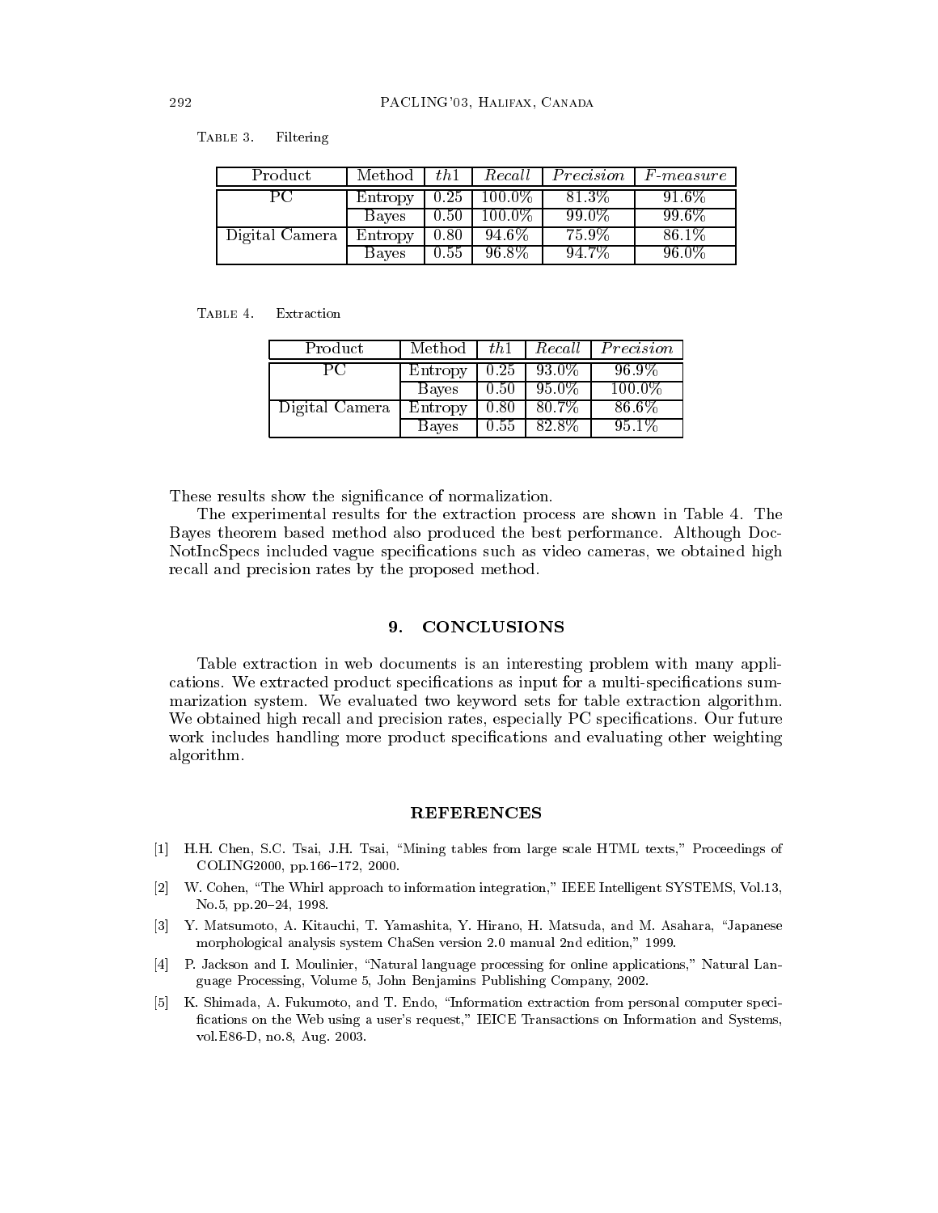Table 3. Filtering

| Product | Method | $th1$ | *Recall* | *Precision* | *F-measure* |
|---|---|---|---|---|---|
| PC | Entropy | 0.25 | 100.0% | 81.3% | 91.6% |
| | Bayes | 0.50 | 100.0% | 99.0% | 99.6% |
| Digital Camera | Entropy | 0.80 | 94.6% | 75.9% | 86.1% |
| | Bayes | 0.55 | 96.8% | 94.7% | 96.0% |

Table 4. Extraction

| Product | Method | $th1$ | *Recall* | *Precision* |
|---|---|---|---|---|
| PC | Entropy | 0.25 | 93.0% | 96.9% |
| | Bayes | 0.50 | 95.0% | 100.0% |
| Digital Camera | Entropy | 0.80 | 80.7% | 86.6% |
| | Bayes | 0.55 | 82.8% | 95.1% |

These results show the significance of normalization.

The experimental results for the extraction process are shown in Table 4. The Bayes theorem based method also produced the best performance. Although DocNotIncSpecs included vague specifications such as video cameras, we obtained high recall and precision rates by the proposed method.

## 9. CONCLUSIONS

Table extraction in web documents is an interesting problem with many applications. We extracted product specifications as input for a multi-specifications summarization system. We evaluated two keyword sets for table extraction algorithm. We obtained high recall and precision rates, especially PC specifications. Our future work includes handling more product specifications and evaluating other weighting algorithm.

## REFERENCES

[1] H.H. Chen, S.C. Tsai, J.H. Tsai, "Mining tables from large scale HTML texts," Proceedings of COLING2000, pp.166–172, 2000.

[2] W. Cohen, "The Whirl approach to information integration," IEEE Intelligent SYSTEMS, Vol.13, No.5, pp.20–24, 1998.

[3] Y. Matsumoto, A. Kitauchi, T. Yamashita, Y. Hirano, H. Matsuda, and M. Asahara, "Japanese morphological analysis system ChaSen version 2.0 manual 2nd edition," 1999.

[4] P. Jackson and I. Moulinier, "Natural language processing for online applications," Natural Language Processing, Volume 5, John Benjamins Publishing Company, 2002.

[5] K. Shimada, A. Fukumoto, and T. Endo, "Information extraction from personal computer specifications on the Web using a user's request," IEICE Transactions on Information and Systems, vol.E86-D, no.8, Aug. 2003.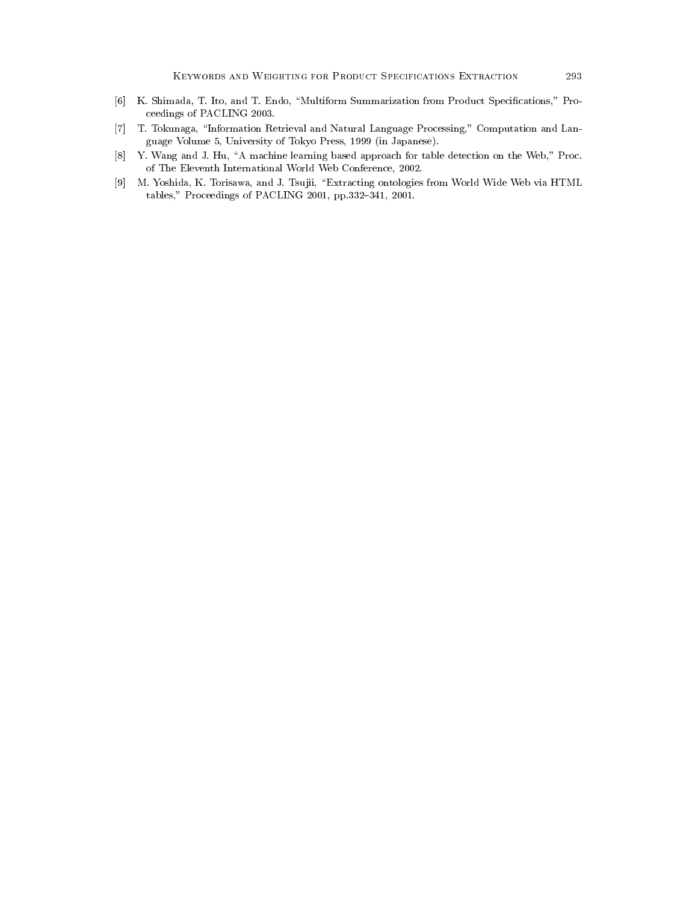[6] K. Shimada, T. Ito, and T. Endo, "Multiform Summarization from Product Specifications," Proceedings of PACLING 2003.

[7] T. Tokunaga, "Information Retrieval and Natural Language Processing," Computation and Language Volume 5, University of Tokyo Press, 1999 (in Japanese).

[8] Y. Wang and J. Hu, "A machine learning based approach for table detection on the Web," Proc. of The Eleventh International World Web Conference, 2002.

[9] M. Yoshida, K. Torisawa, and J. Tsujii, "Extracting ontologies from World Wide Web via HTML tables," Proceedings of PACLING 2001, pp.332–341, 2001.